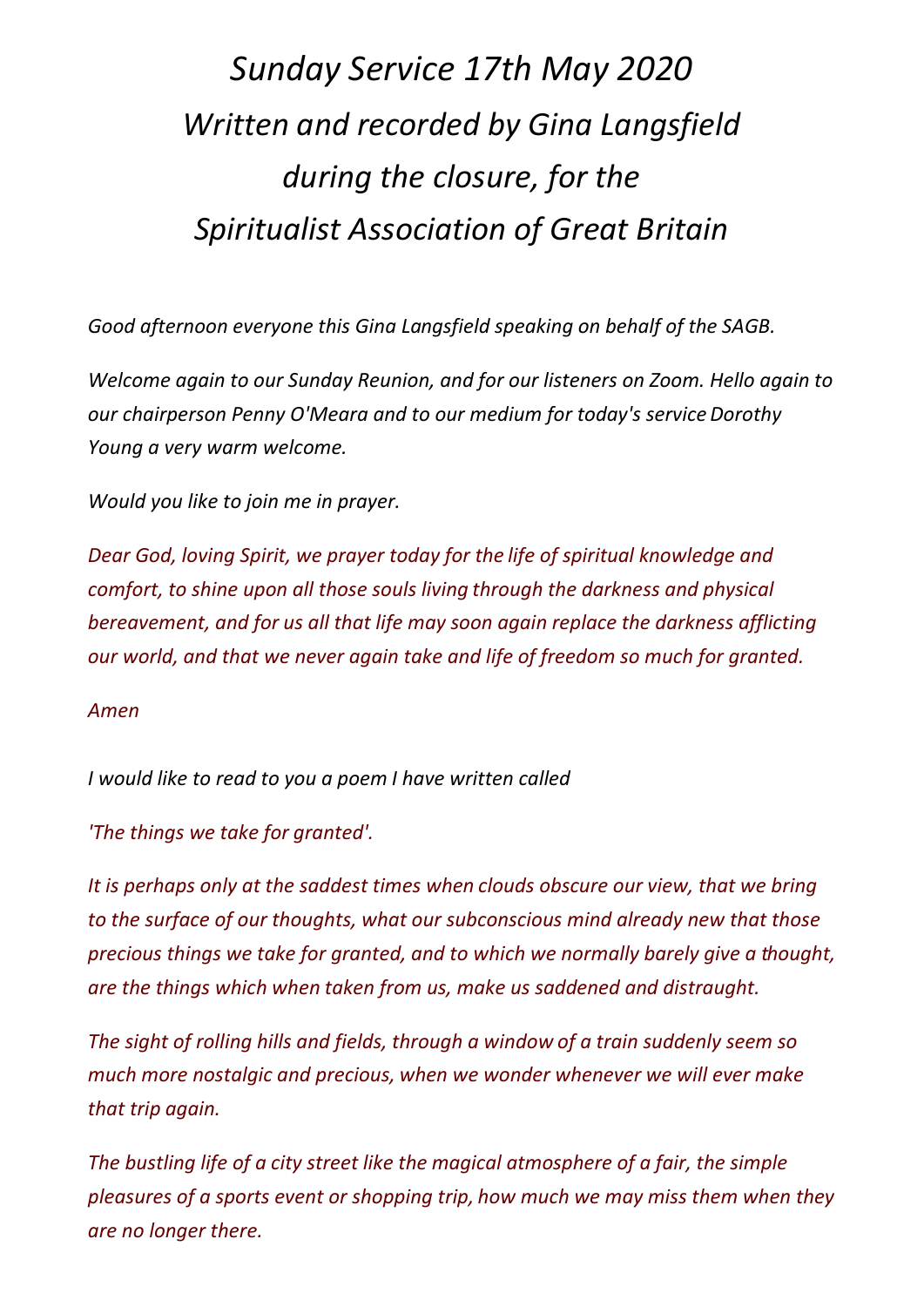# *Sunday Service 17th May 2020*
# *Written and recorded by Gina Langsfield during the closure, for the Spiritualist Association of Great Britain*

*Good afternoon everyone this Gina Langsfield speaking on behalf of the SAGB.*

*Welcome again to our Sunday Reunion, and for our listeners on Zoom. Hello again to our chairperson Penny O'Meara and to our medium for today's service Dorothy Young a very warm welcome.*

*Would you like to join me in prayer.*

*Dear God, loving Spirit, we prayer today for the life of spiritual knowledge and comfort, to shine upon all those souls living through the darkness and physical bereavement, and for us all that life may soon again replace the darkness afflicting our world, and that we never again take and life of freedom so much for granted.*

*Amen*

*I would like to read to you a poem I have written called*

*'The things we take for granted'.*

*It is perhaps only at the saddest times when clouds obscure our view, that we bring to the surface of our thoughts, what our subconscious mind already new that those precious things we take for granted, and to which we normally barely give a thought, are the things which when taken from us, make us saddened and distraught.*

*The sight of rolling hills and fields, through a window of a train suddenly seem so much more nostalgic and precious, when we wonder whenever we will ever make that trip again.*

*The bustling life of a city street like the magical atmosphere of a fair, the simple pleasures of a sports event or shopping trip, how much we may miss them when they are no longer there.*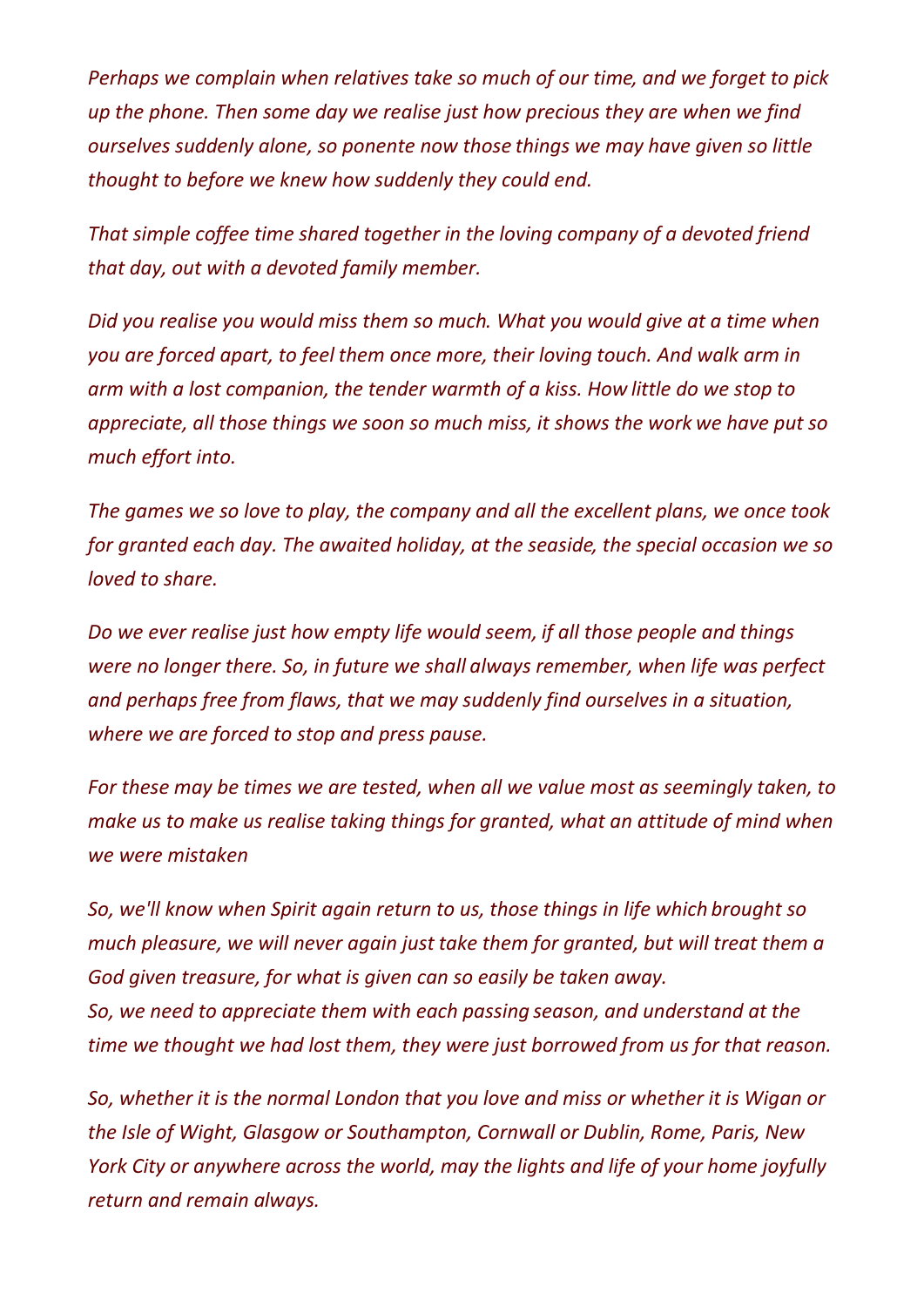*Perhaps we complain when relatives take so much of our time, and we forget to pick up the phone. Then some day we realise just how precious they are when we find ourselves suddenly alone, so ponente now those things we may have given so little thought to before we knew how suddenly they could end.*

*That simple coffee time shared together in the loving company of a devoted friend that day, out with a devoted family member.*

*Did you realise you would miss them so much. What you would give at a time when you are forced apart, to feel them once more, their loving touch. And walk arm in arm with a lost companion, the tender warmth of a kiss. How little do we stop to appreciate, all those things we soon so much miss, it shows the work we have put so much effort into.*

*The games we so love to play, the company and all the excellent plans, we once took for granted each day. The awaited holiday, at the seaside, the special occasion we so loved to share.*

*Do we ever realise just how empty life would seem, if all those people and things were no longer there. So, in future we shall always remember, when life was perfect and perhaps free from flaws, that we may suddenly find ourselves in a situation, where we are forced to stop and press pause.*

*For these may be times we are tested, when all we value most as seemingly taken, to make us to make us realise taking things for granted, what an attitude of mind when we were mistaken*

*So, we'll know when Spirit again return to us, those things in life which brought so much pleasure, we will never again just take them for granted, but will treat them a God given treasure, for what is given can so easily be taken away.*
*So, we need to appreciate them with each passing season, and understand at the time we thought we had lost them, they were just borrowed from us for that reason.*

*So, whether it is the normal London that you love and miss or whether it is Wigan or the Isle of Wight, Glasgow or Southampton, Cornwall or Dublin, Rome, Paris, New York City or anywhere across the world, may the lights and life of your home joyfully return and remain always.*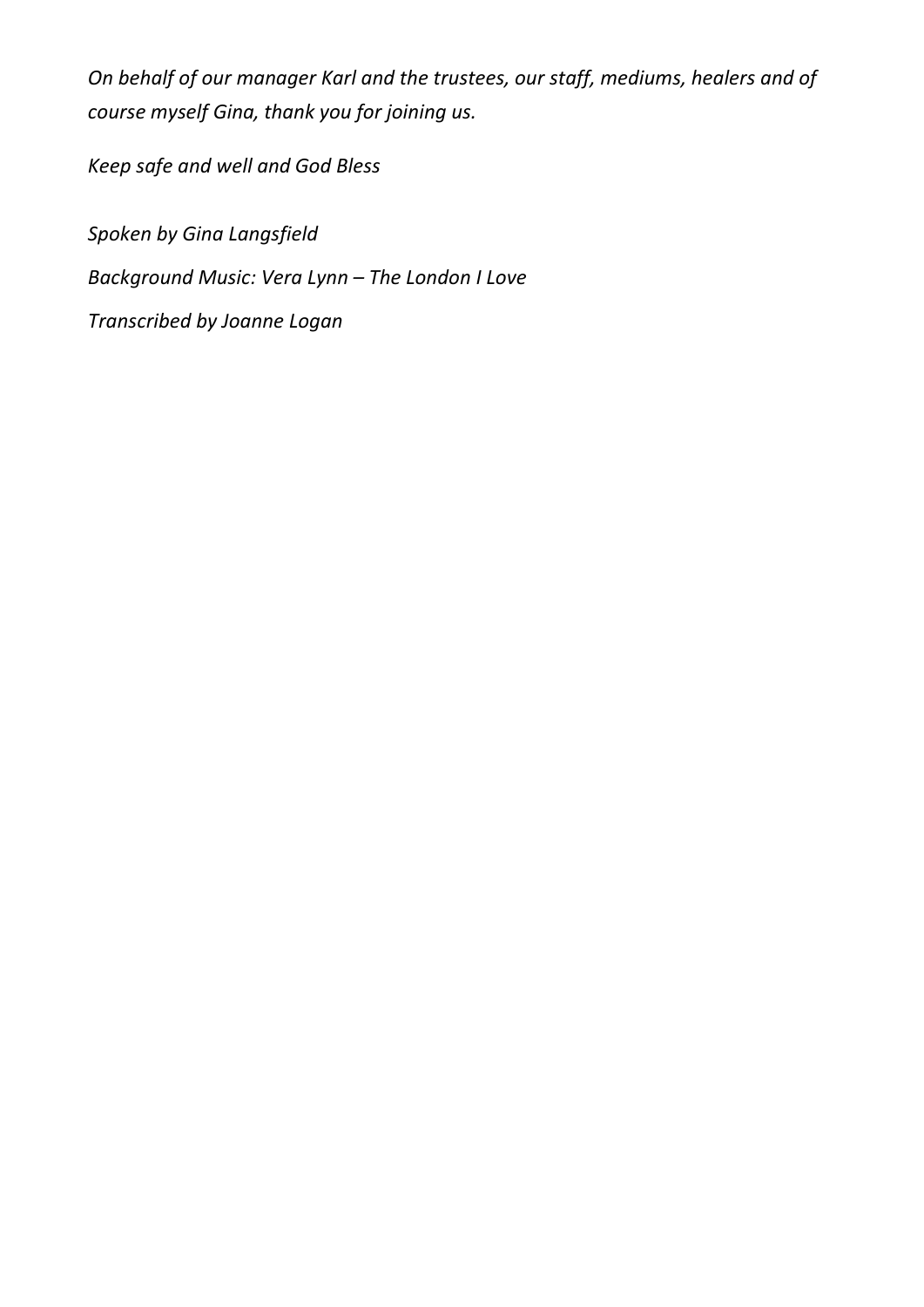*On behalf of our manager Karl and the trustees, our staff, mediums, healers and of course myself Gina, thank you for joining us.*

*Keep safe and well and God Bless*

*Spoken by Gina Langsfield*

*Background Music: Vera Lynn – The London I Love*

*Transcribed by Joanne Logan*